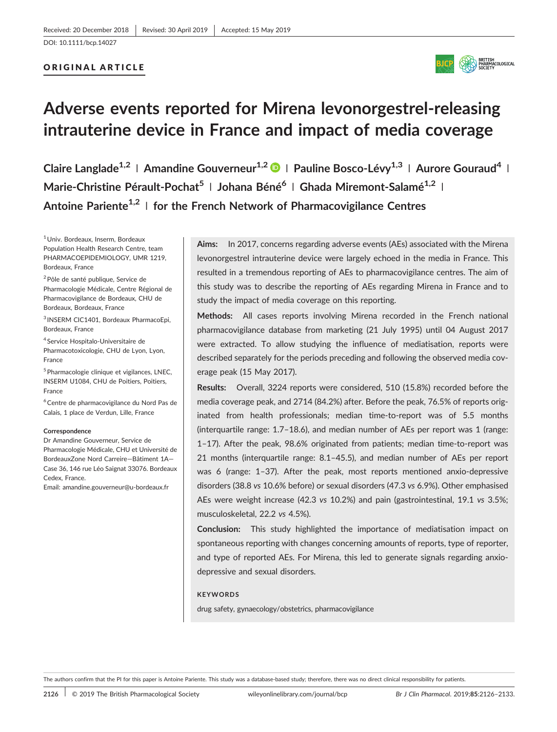Received: 20 December 2018 | Revised: 30 April 2019 | Accepted: 15 May 2019

DOI: 10.1111/bcp.14027

ORIGINAL ARTICLE

# Adverse events reported for Mirena levonorgestrel-releasing intrauterine device in France and impact of media coverage

Claire Langlade[1,2] | Amandine Gouverneur[1,2] | Pauline Bosco-Lévy[1,3] | Aurore Gouraud[4] | Marie-Christine Pérault-Pochat[5] | Johana Béné[6] | Ghada Miremont-Salamé[1,2] | Antoine Pariente[1,2] | for the French Network of Pharmacovigilance Centres

[1] Univ. Bordeaux, Inserm, Bordeaux Population Health Research Centre, team PHARMACOEPIDEMIOLOGY, UMR 1219, Bordeaux, France

[2] Pôle de santé publique, Service de Pharmacologie Médicale, Centre Régional de Pharmacovigilance de Bordeaux, CHU de Bordeaux, Bordeaux, France

[3] INSERM CIC1401, Bordeaux PharmacoEpi, Bordeaux, France

[4] Service Hospitalo-Universitaire de Pharmacotoxicologie, CHU de Lyon, Lyon, France

[5] Pharmacologie clinique et vigilances, LNEC, INSERM U1084, CHU de Poitiers, Poitiers, France

[6] Centre de pharmacovigilance du Nord Pas de Calais, 1 place de Verdun, Lille, France

**Correspondence**
Dr Amandine Gouverneur, Service de Pharmacologie Médicale, CHU et Université de BordeauxZone Nord Carreire—Bâtiment 1A—Case 36, 146 rue Léo Saignat 33076. Bordeaux Cedex, France.
Email: amandine.gouverneur@u-bordeaux.fr

**Aims:** In 2017, concerns regarding adverse events (AEs) associated with the Mirena levonorgestrel intrauterine device were largely echoed in the media in France. This resulted in a tremendous reporting of AEs to pharmacovigilance centres. The aim of this study was to describe the reporting of AEs regarding Mirena in France and to study the impact of media coverage on this reporting.

**Methods:** All cases reports involving Mirena recorded in the French national pharmacovigilance database from marketing (21 July 1995) until 04 August 2017 were extracted. To allow studying the influence of mediatisation, reports were described separately for the periods preceding and following the observed media coverage peak (15 May 2017).

**Results:** Overall, 3224 reports were considered, 510 (15.8%) recorded before the media coverage peak, and 2714 (84.2%) after. Before the peak, 76.5% of reports originated from health professionals; median time-to-report was of 5.5 months (interquartile range: 1.7–18.6), and median number of AEs per report was 1 (range: 1–17). After the peak, 98.6% originated from patients; median time-to-report was 21 months (interquartile range: 8.1–45.5), and median number of AEs per report was 6 (range: 1–37). After the peak, most reports mentioned anxio-depressive disorders (38.8 *vs* 10.6% before) or sexual disorders (47.3 *vs* 6.9%). Other emphasised AEs were weight increase (42.3 *vs* 10.2%) and pain (gastrointestinal, 19.1 *vs* 3.5%; musculoskeletal, 22.2 *vs* 4.5%).

**Conclusion:** This study highlighted the importance of mediatisation impact on spontaneous reporting with changes concerning amounts of reports, type of reporter, and type of reported AEs. For Mirena, this led to generate signals regarding anxio-depressive and sexual disorders.

**KEYWORDS**

drug safety, gynaecology/obstetrics, pharmacovigilance

The authors confirm that the PI for this paper is Antoine Pariente. This study was a database-based study; therefore, there was no direct clinical responsibility for patients.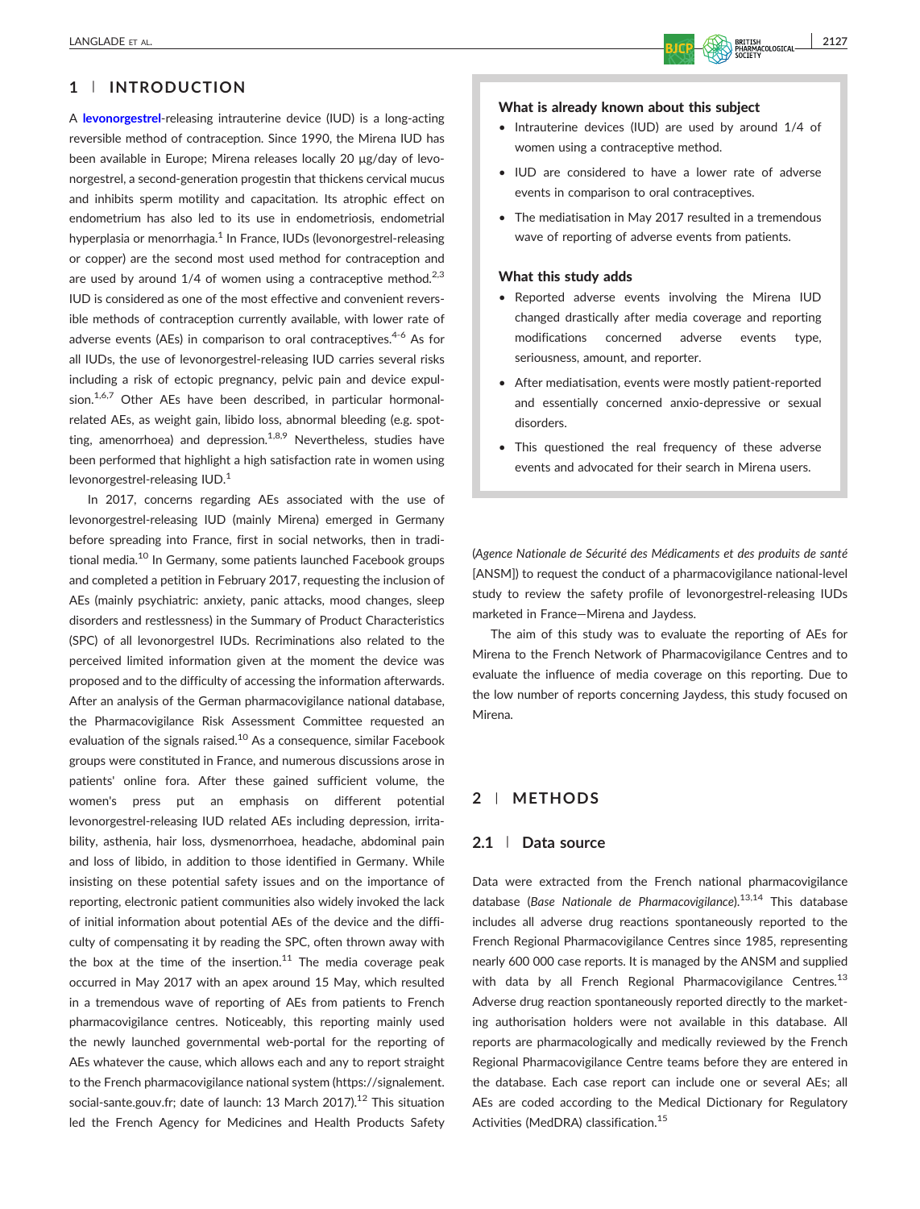## 1 | INTRODUCTION

A **levonorgestrel**-releasing intrauterine device (IUD) is a long-acting reversible method of contraception. Since 1990, the Mirena IUD has been available in Europe; Mirena releases locally 20 μg/day of levonorgestrel, a second-generation progestin that thickens cervical mucus and inhibits sperm motility and capacitation. Its atrophic effect on endometrium has also led to its use in endometriosis, endometrial hyperplasia or menorrhagia.[1] In France, IUDs (levonorgestrel-releasing or copper) are the second most used method for contraception and are used by around 1/4 of women using a contraceptive method.[2,3] IUD is considered as one of the most effective and convenient reversible methods of contraception currently available, with lower rate of adverse events (AEs) in comparison to oral contraceptives.[4-6] As for all IUDs, the use of levonorgestrel-releasing IUD carries several risks including a risk of ectopic pregnancy, pelvic pain and device expulsion.[1,6,7] Other AEs have been described, in particular hormonal-related AEs, as weight gain, libido loss, abnormal bleeding (e.g. spotting, amenorrhoea) and depression.[1,8,9] Nevertheless, studies have been performed that highlight a high satisfaction rate in women using levonorgestrel-releasing IUD.[1]

In 2017, concerns regarding AEs associated with the use of levonorgestrel-releasing IUD (mainly Mirena) emerged in Germany before spreading into France, first in social networks, then in traditional media.[10] In Germany, some patients launched Facebook groups and completed a petition in February 2017, requesting the inclusion of AEs (mainly psychiatric: anxiety, panic attacks, mood changes, sleep disorders and restlessness) in the Summary of Product Characteristics (SPC) of all levonorgestrel IUDs. Recriminations also related to the perceived limited information given at the moment the device was proposed and to the difficulty of accessing the information afterwards. After an analysis of the German pharmacovigilance national database, the Pharmacovigilance Risk Assessment Committee requested an evaluation of the signals raised.[10] As a consequence, similar Facebook groups were constituted in France, and numerous discussions arose in patients' online fora. After these gained sufficient volume, the women's press put an emphasis on different potential levonorgestrel-releasing IUD related AEs including depression, irritability, asthenia, hair loss, dysmenorrhoea, headache, abdominal pain and loss of libido, in addition to those identified in Germany. While insisting on these potential safety issues and on the importance of reporting, electronic patient communities also widely invoked the lack of initial information about potential AEs of the device and the difficulty of compensating it by reading the SPC, often thrown away with the box at the time of the insertion.[11] The media coverage peak occurred in May 2017 with an apex around 15 May, which resulted in a tremendous wave of reporting of AEs from patients to French pharmacovigilance centres. Noticeably, this reporting mainly used the newly launched governmental web-portal for the reporting of AEs whatever the cause, which allows each and any to report straight to the French pharmacovigilance national system (https://signalement.social-sante.gouv.fr; date of launch: 13 March 2017).[12] This situation led the French Agency for Medicines and Health Products Safety (*Agence Nationale de Sécurité des Médicaments et des produits de santé* [ANSM]) to request the conduct of a pharmacovigilance national-level study to review the safety profile of levonorgestrel-releasing IUDs marketed in France—Mirena and Jaydess.

The aim of this study was to evaluate the reporting of AEs for Mirena to the French Network of Pharmacovigilance Centres and to evaluate the influence of media coverage on this reporting. Due to the low number of reports concerning Jaydess, this study focused on Mirena.

**What is already known about this subject**

- Intrauterine devices (IUD) are used by around 1/4 of women using a contraceptive method.
- IUD are considered to have a lower rate of adverse events in comparison to oral contraceptives.
- The mediatisation in May 2017 resulted in a tremendous wave of reporting of adverse events from patients.

**What this study adds**

- Reported adverse events involving the Mirena IUD changed drastically after media coverage and reporting modifications concerned adverse events type, seriousness, amount, and reporter.
- After mediatisation, events were mostly patient-reported and essentially concerned anxio-depressive or sexual disorders.
- This questioned the real frequency of these adverse events and advocated for their search in Mirena users.

## 2 | METHODS

### 2.1 | Data source

Data were extracted from the French national pharmacovigilance database (*Base Nationale de Pharmacovigilance*).[13,14] This database includes all adverse drug reactions spontaneously reported to the French Regional Pharmacovigilance Centres since 1985, representing nearly 600 000 case reports. It is managed by the ANSM and supplied with data by all French Regional Pharmacovigilance Centres.[13] Adverse drug reaction spontaneously reported directly to the marketing authorisation holders were not available in this database. All reports are pharmacologically and medically reviewed by the French Regional Pharmacovigilance Centre teams before they are entered in the database. Each case report can include one or several AEs; all AEs are coded according to the Medical Dictionary for Regulatory Activities (MedDRA) classification.[15]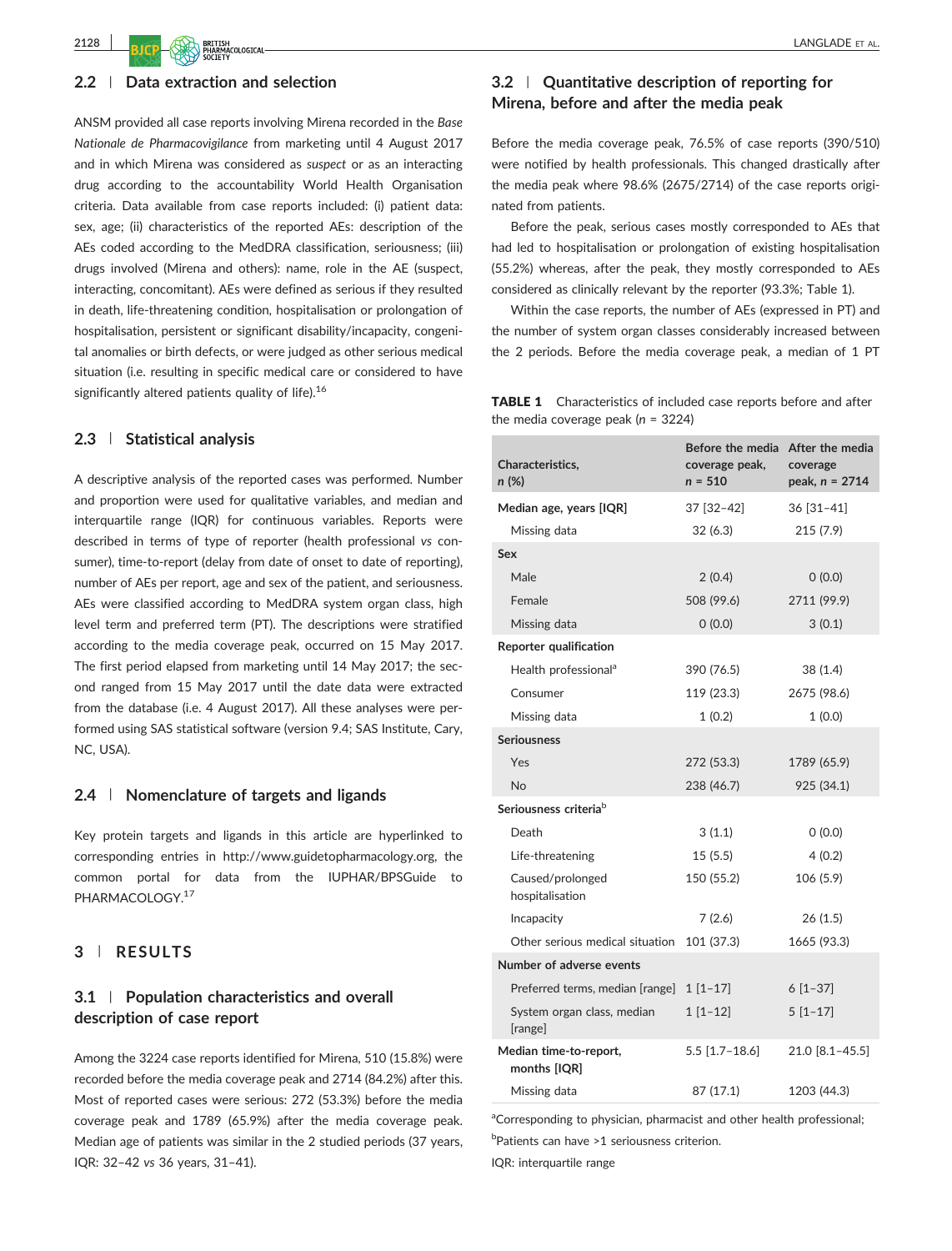## 2.2 | Data extraction and selection

ANSM provided all case reports involving Mirena recorded in the *Base Nationale de Pharmacovigilance* from marketing until 4 August 2017 and in which Mirena was considered as *suspect* or as an interacting drug according to the accountability World Health Organisation criteria. Data available from case reports included: (i) patient data: sex, age; (ii) characteristics of the reported AEs: description of the AEs coded according to the MedDRA classification, seriousness; (iii) drugs involved (Mirena and others): name, role in the AE (suspect, interacting, concomitant). AEs were defined as serious if they resulted in death, life-threatening condition, hospitalisation or prolongation of hospitalisation, persistent or significant disability/incapacity, congenital anomalies or birth defects, or were judged as other serious medical situation (i.e. resulting in specific medical care or considered to have significantly altered patients quality of life).[16]

## 2.3 | Statistical analysis

A descriptive analysis of the reported cases was performed. Number and proportion were used for qualitative variables, and median and interquartile range (IQR) for continuous variables. Reports were described in terms of type of reporter (health professional *vs* consumer), time-to-report (delay from date of onset to date of reporting), number of AEs per report, age and sex of the patient, and seriousness. AEs were classified according to MedDRA system organ class, high level term and preferred term (PT). The descriptions were stratified according to the media coverage peak, occurred on 15 May 2017. The first period elapsed from marketing until 14 May 2017; the second ranged from 15 May 2017 until the date data were extracted from the database (i.e. 4 August 2017). All these analyses were performed using SAS statistical software (version 9.4; SAS Institute, Cary, NC, USA).

## 2.4 | Nomenclature of targets and ligands

Key protein targets and ligands in this article are hyperlinked to corresponding entries in http://www.guidetopharmacology.org, the common portal for data from the IUPHAR/BPSGuide to PHARMACOLOGY.[17]

# 3 | RESULTS

## 3.1 | Population characteristics and overall description of case report

Among the 3224 case reports identified for Mirena, 510 (15.8%) were recorded before the media coverage peak and 2714 (84.2%) after this. Most of reported cases were serious: 272 (53.3%) before the media coverage peak and 1789 (65.9%) after the media coverage peak. Median age of patients was similar in the 2 studied periods (37 years, IQR: 32–42 *vs* 36 years, 31–41).

## 3.2 | Quantitative description of reporting for Mirena, before and after the media peak

Before the media coverage peak, 76.5% of case reports (390/510) were notified by health professionals. This changed drastically after the media peak where 98.6% (2675/2714) of the case reports originated from patients.

Before the peak, serious cases mostly corresponded to AEs that had led to hospitalisation or prolongation of existing hospitalisation (55.2%) whereas, after the peak, they mostly corresponded to AEs considered as clinically relevant by the reporter (93.3%; Table 1).

Within the case reports, the number of AEs (expressed in PT) and the number of system organ classes considerably increased between the 2 periods. Before the media coverage peak, a median of 1 PT

**TABLE 1** Characteristics of included case reports before and after the media coverage peak (*n* = 3224)

| Characteristics, *n* (%) | Before the media coverage peak, *n* = 510 | After the media coverage peak, *n* = 2714 |
|---|---|---|
| **Median age, years [IQR]** | 37 [32–42] | 36 [31–41] |
| Missing data | 32 (6.3) | 215 (7.9) |
| **Sex** | | |
| Male | 2 (0.4) | 0 (0.0) |
| Female | 508 (99.6) | 2711 (99.9) |
| Missing data | 0 (0.0) | 3 (0.1) |
| **Reporter qualification** | | |
| Health professional[a] | 390 (76.5) | 38 (1.4) |
| Consumer | 119 (23.3) | 2675 (98.6) |
| Missing data | 1 (0.2) | 1 (0.0) |
| **Seriousness** | | |
| Yes | 272 (53.3) | 1789 (65.9) |
| No | 238 (46.7) | 925 (34.1) |
| **Seriousness criteria[b]** | | |
| Death | 3 (1.1) | 0 (0.0) |
| Life-threatening | 15 (5.5) | 4 (0.2) |
| Caused/prolonged hospitalisation | 150 (55.2) | 106 (5.9) |
| Incapacity | 7 (2.6) | 26 (1.5) |
| Other serious medical situation | 101 (37.3) | 1665 (93.3) |
| **Number of adverse events** | | |
| Preferred terms, median [range] | 1 [1–17] | 6 [1–37] |
| System organ class, median [range] | 1 [1–12] | 5 [1–17] |
| **Median time-to-report, months [IQR]** | 5.5 [1.7–18.6] | 21.0 [8.1–45.5] |
| Missing data | 87 (17.1) | 1203 (44.3) |

[a]Corresponding to physician, pharmacist and other health professional;
[b]Patients can have >1 seriousness criterion.
IQR: interquartile range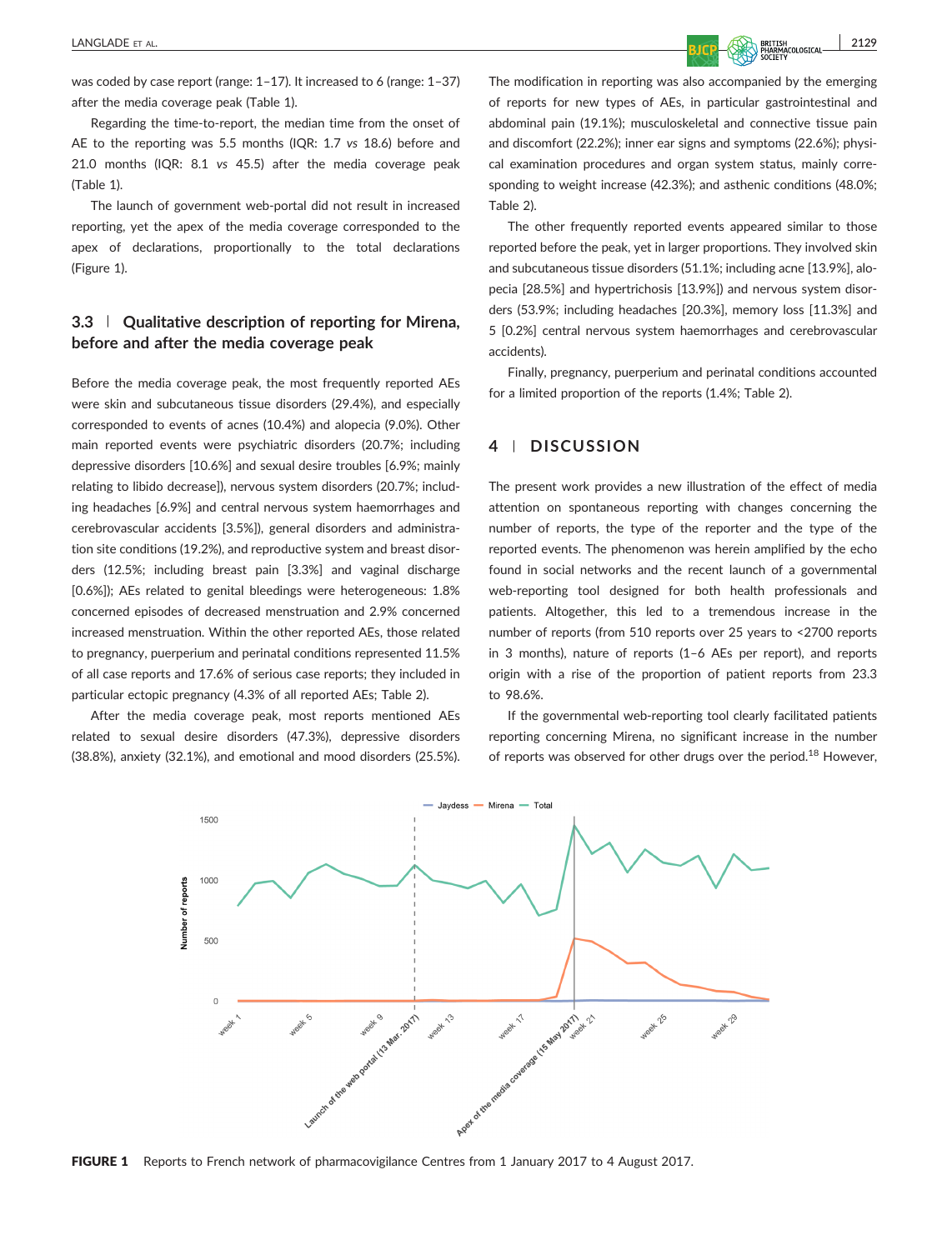was coded by case report (range: 1–17). It increased to 6 (range: 1–37) after the media coverage peak (Table 1).

Regarding the time-to-report, the median time from the onset of AE to the reporting was 5.5 months (IQR: 1.7 *vs* 18.6) before and 21.0 months (IQR: 8.1 *vs* 45.5) after the media coverage peak (Table 1).

The launch of government web-portal did not result in increased reporting, yet the apex of the media coverage corresponded to the apex of declarations, proportionally to the total declarations (Figure 1).

### 3.3 | Qualitative description of reporting for Mirena, before and after the media coverage peak

Before the media coverage peak, the most frequently reported AEs were skin and subcutaneous tissue disorders (29.4%), and especially corresponded to events of acnes (10.4%) and alopecia (9.0%). Other main reported events were psychiatric disorders (20.7%; including depressive disorders [10.6%] and sexual desire troubles [6.9%; mainly relating to libido decrease]), nervous system disorders (20.7%; including headaches [6.9%] and central nervous system haemorrhages and cerebrovascular accidents [3.5%]), general disorders and administration site conditions (19.2%), and reproductive system and breast disorders (12.5%; including breast pain [3.3%] and vaginal discharge [0.6%]); AEs related to genital bleedings were heterogeneous: 1.8% concerned episodes of decreased menstruation and 2.9% concerned increased menstruation. Within the other reported AEs, those related to pregnancy, puerperium and perinatal conditions represented 11.5% of all case reports and 17.6% of serious case reports; they included in particular ectopic pregnancy (4.3% of all reported AEs; Table 2).

After the media coverage peak, most reports mentioned AEs related to sexual desire disorders (47.3%), depressive disorders (38.8%), anxiety (32.1%), and emotional and mood disorders (25.5%). The modification in reporting was also accompanied by the emerging of reports for new types of AEs, in particular gastrointestinal and abdominal pain (19.1%); musculoskeletal and connective tissue pain and discomfort (22.2%); inner ear signs and symptoms (22.6%); physical examination procedures and organ system status, mainly corresponding to weight increase (42.3%); and asthenic conditions (48.0%; Table 2).

The other frequently reported events appeared similar to those reported before the peak, yet in larger proportions. They involved skin and subcutaneous tissue disorders (51.1%; including acne [13.9%], alopecia [28.5%] and hypertrichosis [13.9%]) and nervous system disorders (53.9%; including headaches [20.3%], memory loss [11.3%] and 5 [0.2%] central nervous system haemorrhages and cerebrovascular accidents).

Finally, pregnancy, puerperium and perinatal conditions accounted for a limited proportion of the reports (1.4%; Table 2).

## 4 | DISCUSSION

The present work provides a new illustration of the effect of media attention on spontaneous reporting with changes concerning the number of reports, the type of the reporter and the type of the reported events. The phenomenon was herein amplified by the echo found in social networks and the recent launch of a governmental web-reporting tool designed for both health professionals and patients. Altogether, this led to a tremendous increase in the number of reports (from 510 reports over 25 years to <2700 reports in 3 months), nature of reports (1–6 AEs per report), and reports origin with a rise of the proportion of patient reports from 23.3 to 98.6%.

If the governmental web-reporting tool clearly facilitated patients reporting concerning Mirena, no significant increase in the number of reports was observed for other drugs over the period.[18] However,

Jaydess
Mirena
Total
1500
1000
500
0
Number of reports
week 1
week 5
week 9
week 13
week 17
week 21
week 25
week 29
Launch of the web portal (13 Mar. 2017)
Apex of the media coverage (15 May 2017)

**FIGURE 1** Reports to French network of pharmacovigilance Centres from 1 January 2017 to 4 August 2017.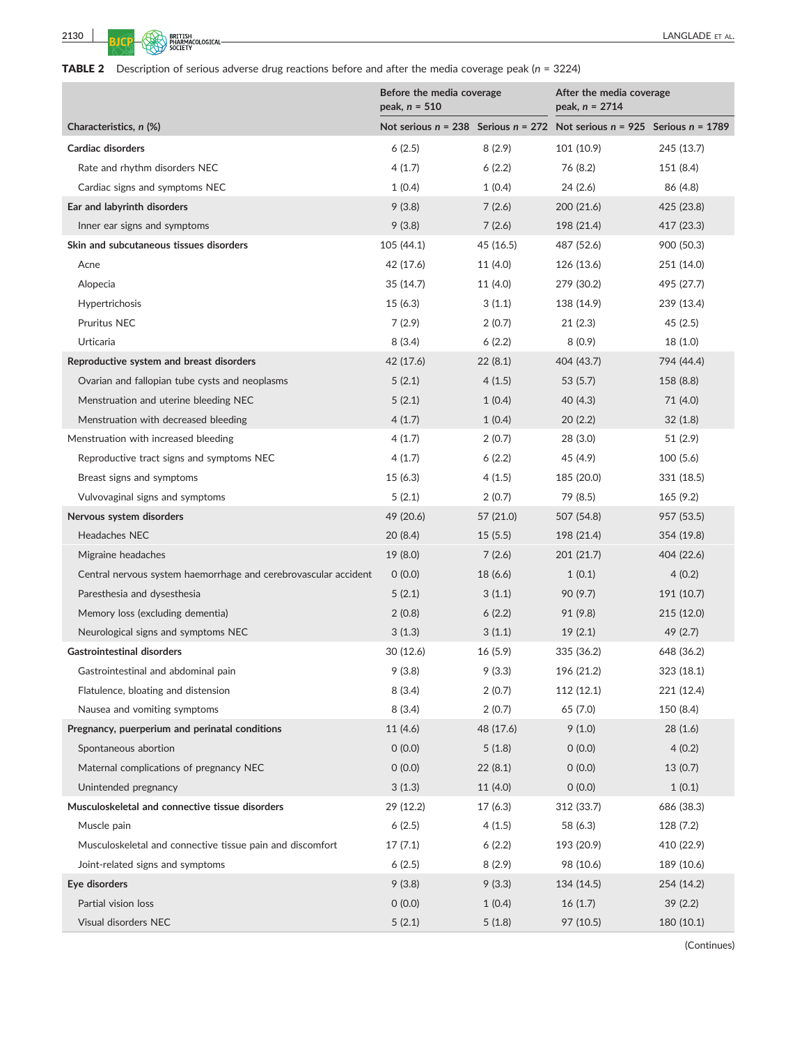**TABLE 2** Description of serious adverse drug reactions before and after the media coverage peak (*n* = 3224)

| | Before the media coverage peak, *n* = 510 | | After the media coverage peak, *n* = 2714 | |
|---|---|---|---|---|
| Characteristics, n (%) | Not serious *n* = 238 | Serious *n* = 272 | Not serious *n* = 925 | Serious *n* = 1789 |
| **Cardiac disorders** | 6 (2.5) | 8 (2.9) | 101 (10.9) | 245 (13.7) |
| Rate and rhythm disorders NEC | 4 (1.7) | 6 (2.2) | 76 (8.2) | 151 (8.4) |
| Cardiac signs and symptoms NEC | 1 (0.4) | 1 (0.4) | 24 (2.6) | 86 (4.8) |
| **Ear and labyrinth disorders** | 9 (3.8) | 7 (2.6) | 200 (21.6) | 425 (23.8) |
| Inner ear signs and symptoms | 9 (3.8) | 7 (2.6) | 198 (21.4) | 417 (23.3) |
| **Skin and subcutaneous tissues disorders** | 105 (44.1) | 45 (16.5) | 487 (52.6) | 900 (50.3) |
| Acne | 42 (17.6) | 11 (4.0) | 126 (13.6) | 251 (14.0) |
| Alopecia | 35 (14.7) | 11 (4.0) | 279 (30.2) | 495 (27.7) |
| Hypertrichosis | 15 (6.3) | 3 (1.1) | 138 (14.9) | 239 (13.4) |
| Pruritus NEC | 7 (2.9) | 2 (0.7) | 21 (2.3) | 45 (2.5) |
| Urticaria | 8 (3.4) | 6 (2.2) | 8 (0.9) | 18 (1.0) |
| **Reproductive system and breast disorders** | 42 (17.6) | 22 (8.1) | 404 (43.7) | 794 (44.4) |
| Ovarian and fallopian tube cysts and neoplasms | 5 (2.1) | 4 (1.5) | 53 (5.7) | 158 (8.8) |
| Menstruation and uterine bleeding NEC | 5 (2.1) | 1 (0.4) | 40 (4.3) | 71 (4.0) |
| Menstruation with decreased bleeding | 4 (1.7) | 1 (0.4) | 20 (2.2) | 32 (1.8) |
| Menstruation with increased bleeding | 4 (1.7) | 2 (0.7) | 28 (3.0) | 51 (2.9) |
| Reproductive tract signs and symptoms NEC | 4 (1.7) | 6 (2.2) | 45 (4.9) | 100 (5.6) |
| Breast signs and symptoms | 15 (6.3) | 4 (1.5) | 185 (20.0) | 331 (18.5) |
| Vulvovaginal signs and symptoms | 5 (2.1) | 2 (0.7) | 79 (8.5) | 165 (9.2) |
| **Nervous system disorders** | 49 (20.6) | 57 (21.0) | 507 (54.8) | 957 (53.5) |
| Headaches NEC | 20 (8.4) | 15 (5.5) | 198 (21.4) | 354 (19.8) |
| Migraine headaches | 19 (8.0) | 7 (2.6) | 201 (21.7) | 404 (22.6) |
| Central nervous system haemorrhage and cerebrovascular accident | 0 (0.0) | 18 (6.6) | 1 (0.1) | 4 (0.2) |
| Paresthesia and dysesthesia | 5 (2.1) | 3 (1.1) | 90 (9.7) | 191 (10.7) |
| Memory loss (excluding dementia) | 2 (0.8) | 6 (2.2) | 91 (9.8) | 215 (12.0) |
| Neurological signs and symptoms NEC | 3 (1.3) | 3 (1.1) | 19 (2.1) | 49 (2.7) |
| **Gastrointestinal disorders** | 30 (12.6) | 16 (5.9) | 335 (36.2) | 648 (36.2) |
| Gastrointestinal and abdominal pain | 9 (3.8) | 9 (3.3) | 196 (21.2) | 323 (18.1) |
| Flatulence, bloating and distension | 8 (3.4) | 2 (0.7) | 112 (12.1) | 221 (12.4) |
| Nausea and vomiting symptoms | 8 (3.4) | 2 (0.7) | 65 (7.0) | 150 (8.4) |
| **Pregnancy, puerperium and perinatal conditions** | 11 (4.6) | 48 (17.6) | 9 (1.0) | 28 (1.6) |
| Spontaneous abortion | 0 (0.0) | 5 (1.8) | 0 (0.0) | 4 (0.2) |
| Maternal complications of pregnancy NEC | 0 (0.0) | 22 (8.1) | 0 (0.0) | 13 (0.7) |
| Unintended pregnancy | 3 (1.3) | 11 (4.0) | 0 (0.0) | 1 (0.1) |
| **Musculoskeletal and connective tissue disorders** | 29 (12.2) | 17 (6.3) | 312 (33.7) | 686 (38.3) |
| Muscle pain | 6 (2.5) | 4 (1.5) | 58 (6.3) | 128 (7.2) |
| Musculoskeletal and connective tissue pain and discomfort | 17 (7.1) | 6 (2.2) | 193 (20.9) | 410 (22.9) |
| Joint-related signs and symptoms | 6 (2.5) | 8 (2.9) | 98 (10.6) | 189 (10.6) |
| **Eye disorders** | 9 (3.8) | 9 (3.3) | 134 (14.5) | 254 (14.2) |
| Partial vision loss | 0 (0.0) | 1 (0.4) | 16 (1.7) | 39 (2.2) |
| Visual disorders NEC | 5 (2.1) | 5 (1.8) | 97 (10.5) | 180 (10.1) |

(Continues)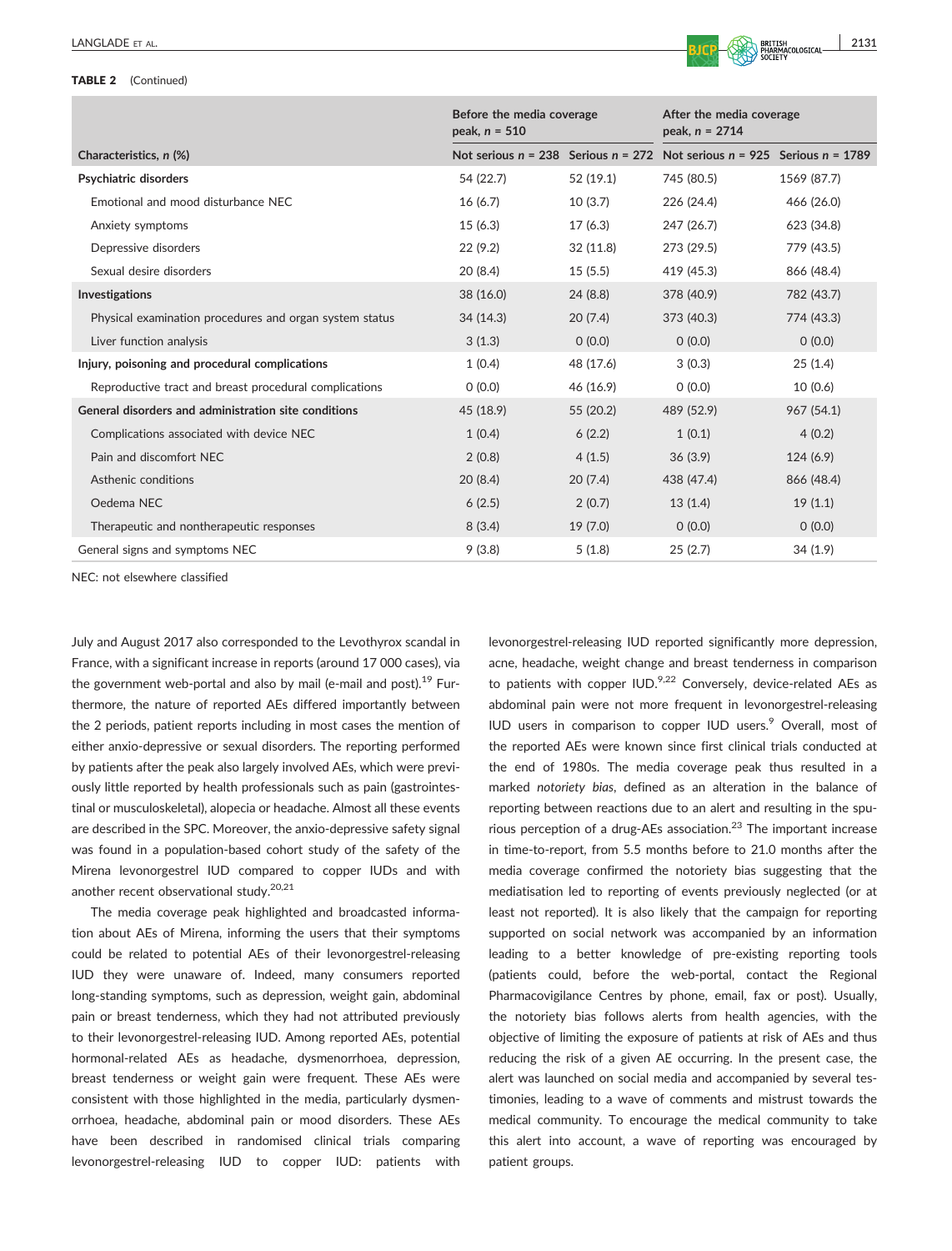**TABLE 2** (Continued)

| | Before the media coverage peak, n = 510 | | After the media coverage peak, n = 2714 | |
|---|---|---|---|---|
| Characteristics, n (%) | Not serious n = 238 | Serious n = 272 | Not serious n = 925 | Serious n = 1789 |
| **Psychiatric disorders** | 54 (22.7) | 52 (19.1) | 745 (80.5) | 1569 (87.7) |
| Emotional and mood disturbance NEC | 16 (6.7) | 10 (3.7) | 226 (24.4) | 466 (26.0) |
| Anxiety symptoms | 15 (6.3) | 17 (6.3) | 247 (26.7) | 623 (34.8) |
| Depressive disorders | 22 (9.2) | 32 (11.8) | 273 (29.5) | 779 (43.5) |
| Sexual desire disorders | 20 (8.4) | 15 (5.5) | 419 (45.3) | 866 (48.4) |
| **Investigations** | 38 (16.0) | 24 (8.8) | 378 (40.9) | 782 (43.7) |
| Physical examination procedures and organ system status | 34 (14.3) | 20 (7.4) | 373 (40.3) | 774 (43.3) |
| Liver function analysis | 3 (1.3) | 0 (0.0) | 0 (0.0) | 0 (0.0) |
| **Injury, poisoning and procedural complications** | 1 (0.4) | 48 (17.6) | 3 (0.3) | 25 (1.4) |
| Reproductive tract and breast procedural complications | 0 (0.0) | 46 (16.9) | 0 (0.0) | 10 (0.6) |
| **General disorders and administration site conditions** | 45 (18.9) | 55 (20.2) | 489 (52.9) | 967 (54.1) |
| Complications associated with device NEC | 1 (0.4) | 6 (2.2) | 1 (0.1) | 4 (0.2) |
| Pain and discomfort NEC | 2 (0.8) | 4 (1.5) | 36 (3.9) | 124 (6.9) |
| Asthenic conditions | 20 (8.4) | 20 (7.4) | 438 (47.4) | 866 (48.4) |
| Oedema NEC | 6 (2.5) | 2 (0.7) | 13 (1.4) | 19 (1.1) |
| Therapeutic and nontherapeutic responses | 8 (3.4) | 19 (7.0) | 0 (0.0) | 0 (0.0) |
| General signs and symptoms NEC | 9 (3.8) | 5 (1.8) | 25 (2.7) | 34 (1.9) |

NEC: not elsewhere classified

July and August 2017 also corresponded to the Levothyrox scandal in France, with a significant increase in reports (around 17 000 cases), via the government web-portal and also by mail (e-mail and post).[19] Furthermore, the nature of reported AEs differed importantly between the 2 periods, patient reports including in most cases the mention of either anxio-depressive or sexual disorders. The reporting performed by patients after the peak also largely involved AEs, which were previously little reported by health professionals such as pain (gastrointestinal or musculoskeletal), alopecia or headache. Almost all these events are described in the SPC. Moreover, the anxio-depressive safety signal was found in a population-based cohort study of the safety of the Mirena levonorgestrel IUD compared to copper IUDs and with another recent observational study.[20,21]

The media coverage peak highlighted and broadcasted information about AEs of Mirena, informing the users that their symptoms could be related to potential AEs of their levonorgestrel-releasing IUD they were unaware of. Indeed, many consumers reported long-standing symptoms, such as depression, weight gain, abdominal pain or breast tenderness, which they had not attributed previously to their levonorgestrel-releasing IUD. Among reported AEs, potential hormonal-related AEs as headache, dysmenorrhoea, depression, breast tenderness or weight gain were frequent. These AEs were consistent with those highlighted in the media, particularly dysmenorrhoea, headache, abdominal pain or mood disorders. These AEs have been described in randomised clinical trials comparing levonorgestrel-releasing IUD to copper IUD: patients with levonorgestrel-releasing IUD reported significantly more depression, acne, headache, weight change and breast tenderness in comparison to patients with copper IUD.[9,22] Conversely, device-related AEs as abdominal pain were not more frequent in levonorgestrel-releasing IUD users in comparison to copper IUD users.[9] Overall, most of the reported AEs were known since first clinical trials conducted at the end of 1980s. The media coverage peak thus resulted in a marked *notoriety bias*, defined as an alteration in the balance of reporting between reactions due to an alert and resulting in the spurious perception of a drug-AEs association.[23] The important increase in time-to-report, from 5.5 months before to 21.0 months after the media coverage confirmed the notoriety bias suggesting that the mediatisation led to reporting of events previously neglected (or at least not reported). It is also likely that the campaign for reporting supported on social network was accompanied by an information leading to a better knowledge of pre-existing reporting tools (patients could, before the web-portal, contact the Regional Pharmacovigilance Centres by phone, email, fax or post). Usually, the notoriety bias follows alerts from health agencies, with the objective of limiting the exposure of patients at risk of AEs and thus reducing the risk of a given AE occurring. In the present case, the alert was launched on social media and accompanied by several testimonies, leading to a wave of comments and mistrust towards the medical community. To encourage the medical community to take this alert into account, a wave of reporting was encouraged by patient groups.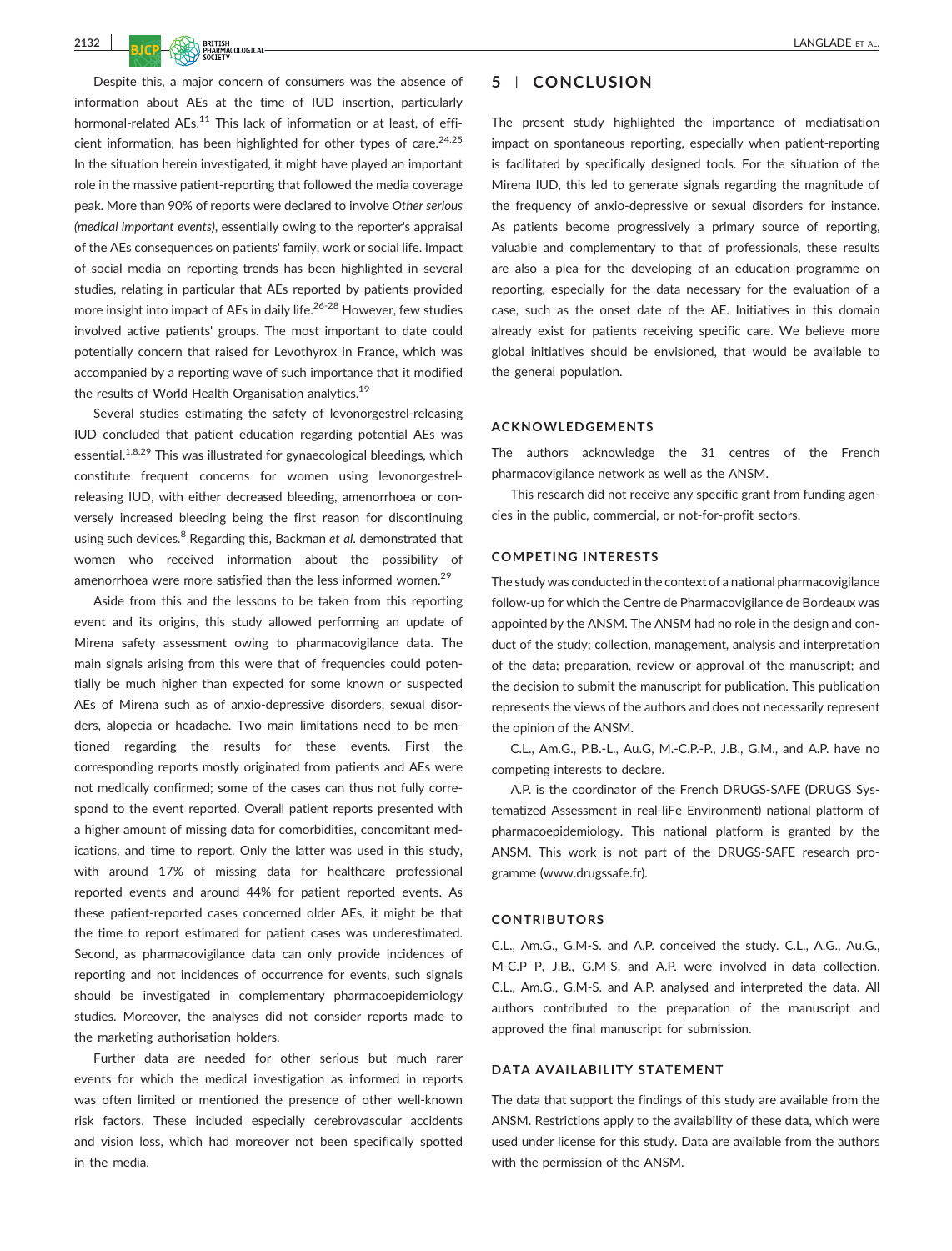Despite this, a major concern of consumers was the absence of information about AEs at the time of IUD insertion, particularly hormonal-related AEs.[11] This lack of information or at least, of efficient information, has been highlighted for other types of care.[24,25] In the situation herein investigated, it might have played an important role in the massive patient-reporting that followed the media coverage peak. More than 90% of reports were declared to involve *Other serious (medical important events)*, essentially owing to the reporter's appraisal of the AEs consequences on patients' family, work or social life. Impact of social media on reporting trends has been highlighted in several studies, relating in particular that AEs reported by patients provided more insight into impact of AEs in daily life.[26-28] However, few studies involved active patients' groups. The most important to date could potentially concern that raised for Levothyrox in France, which was accompanied by a reporting wave of such importance that it modified the results of World Health Organisation analytics.[19]

Several studies estimating the safety of levonorgestrel-releasing IUD concluded that patient education regarding potential AEs was essential.[1,8,29] This was illustrated for gynaecological bleedings, which constitute frequent concerns for women using levonorgestrel-releasing IUD, with either decreased bleeding, amenorrhoea or conversely increased bleeding being the first reason for discontinuing using such devices.[8] Regarding this, Backman *et al.* demonstrated that women who received information about the possibility of amenorrhoea were more satisfied than the less informed women.[29]

Aside from this and the lessons to be taken from this reporting event and its origins, this study allowed performing an update of Mirena safety assessment owing to pharmacovigilance data. The main signals arising from this were that of frequencies could potentially be much higher than expected for some known or suspected AEs of Mirena such as of anxio-depressive disorders, sexual disorders, alopecia or headache. Two main limitations need to be mentioned regarding the results for these events. First the corresponding reports mostly originated from patients and AEs were not medically confirmed; some of the cases can thus not fully correspond to the event reported. Overall patient reports presented with a higher amount of missing data for comorbidities, concomitant medications, and time to report. Only the latter was used in this study, with around 17% of missing data for healthcare professional reported events and around 44% for patient reported events. As these patient-reported cases concerned older AEs, it might be that the time to report estimated for patient cases was underestimated. Second, as pharmacovigilance data can only provide incidences of reporting and not incidences of occurrence for events, such signals should be investigated in complementary pharmacoepidemiology studies. Moreover, the analyses did not consider reports made to the marketing authorisation holders.

Further data are needed for other serious but much rarer events for which the medical investigation as informed in reports was often limited or mentioned the presence of other well-known risk factors. These included especially cerebrovascular accidents and vision loss, which had moreover not been specifically spotted in the media.

## 5 | CONCLUSION

The present study highlighted the importance of mediatisation impact on spontaneous reporting, especially when patient-reporting is facilitated by specifically designed tools. For the situation of the Mirena IUD, this led to generate signals regarding the magnitude of the frequency of anxio-depressive or sexual disorders for instance. As patients become progressively a primary source of reporting, valuable and complementary to that of professionals, these results are also a plea for the developing of an education programme on reporting, especially for the data necessary for the evaluation of a case, such as the onset date of the AE. Initiatives in this domain already exist for patients receiving specific care. We believe more global initiatives should be envisioned, that would be available to the general population.

### ACKNOWLEDGEMENTS

The authors acknowledge the 31 centres of the French pharmacovigilance network as well as the ANSM.

This research did not receive any specific grant from funding agencies in the public, commercial, or not-for-profit sectors.

### COMPETING INTERESTS

The study was conducted in the context of a national pharmacovigilance follow-up for which the Centre de Pharmacovigilance de Bordeaux was appointed by the ANSM. The ANSM had no role in the design and conduct of the study; collection, management, analysis and interpretation of the data; preparation, review or approval of the manuscript; and the decision to submit the manuscript for publication. This publication represents the views of the authors and does not necessarily represent the opinion of the ANSM.

C.L., Am.G., P.B.-L., Au.G, M.-C.P.-P., J.B., G.M., and A.P. have no competing interests to declare.

A.P. is the coordinator of the French DRUGS-SAFE (DRUGS Systematized Assessment in real-liFe Environment) national platform of pharmacoepidemiology. This national platform is granted by the ANSM. This work is not part of the DRUGS-SAFE research programme (www.drugssafe.fr).

### CONTRIBUTORS

C.L., Am.G., G.M-S. and A.P. conceived the study. C.L., A.G., Au.G., M-C.P–P, J.B., G.M-S. and A.P. were involved in data collection. C.L., Am.G., G.M-S. and A.P. analysed and interpreted the data. All authors contributed to the preparation of the manuscript and approved the final manuscript for submission.

### DATA AVAILABILITY STATEMENT

The data that support the findings of this study are available from the ANSM. Restrictions apply to the availability of these data, which were used under license for this study. Data are available from the authors with the permission of the ANSM.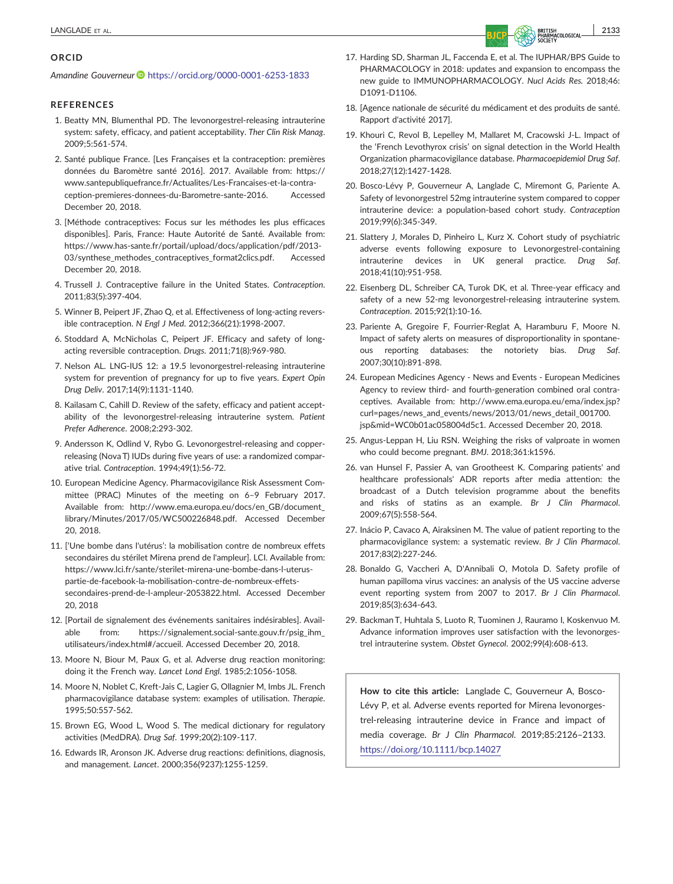## ORCID

*Amandine Gouverneur* https://orcid.org/0000-0001-6253-1833

## REFERENCES

1. Beatty MN, Blumenthal PD. The levonorgestrel-releasing intrauterine system: safety, efficacy, and patient acceptability. *Ther Clin Risk Manag*. 2009;5:561-574.
2. Santé publique France. [Les Françaises et la contraception: premières données du Baromètre santé 2016]. 2017. Available from: https://www.santepubliquefrance.fr/Actualites/Les-Francaises-et-la-contraception-premieres-donnees-du-Barometre-sante-2016. Accessed December 20, 2018.
3. [Méthode contraceptives: Focus sur les méthodes les plus efficaces disponibles]. Paris, France: Haute Autorité de Santé. Available from: https://www.has-sante.fr/portail/upload/docs/application/pdf/2013-03/synthese_methodes_contraceptives_format2clics.pdf. Accessed December 20, 2018.
4. Trussell J. Contraceptive failure in the United States. *Contraception*. 2011;83(5):397-404.
5. Winner B, Peipert JF, Zhao Q, et al. Effectiveness of long-acting reversible contraception. *N Engl J Med*. 2012;366(21):1998-2007.
6. Stoddard A, McNicholas C, Peipert JF. Efficacy and safety of long-acting reversible contraception. *Drugs*. 2011;71(8):969-980.
7. Nelson AL. LNG-IUS 12: a 19.5 levonorgestrel-releasing intrauterine system for prevention of pregnancy for up to five years. *Expert Opin Drug Deliv*. 2017;14(9):1131-1140.
8. Kailasam C, Cahill D. Review of the safety, efficacy and patient acceptability of the levonorgestrel-releasing intrauterine system. *Patient Prefer Adherence*. 2008;2:293-302.
9. Andersson K, Odlind V, Rybo G. Levonorgestrel-releasing and copper-releasing (Nova T) IUDs during five years of use: a randomized comparative trial. *Contraception*. 1994;49(1):56-72.
10. European Medicine Agency. Pharmacovigilance Risk Assessment Committee (PRAC) Minutes of the meeting on 6–9 February 2017. Available from: http://www.ema.europa.eu/docs/en_GB/document_library/Minutes/2017/05/WC500226848.pdf. Accessed December 20, 2018.
11. ['Une bombe dans l'utérus': la mobilisation contre de nombreux effets secondaires du stérilet Mirena prend de l'ampleur]. LCI. Available from: https://www.lci.fr/sante/sterilet-mirena-une-bombe-dans-l-uterus-partie-de-facebook-la-mobilisation-contre-de-nombreux-effets-secondaires-prend-de-l-ampleur-2053822.html. Accessed December 20, 2018
12. [Portail de signalement des événements sanitaires indésirables]. Available from: https://signalement.social-sante.gouv.fr/psig_ihm_utilisateurs/index.html#/accueil. Accessed December 20, 2018.
13. Moore N, Biour M, Paux G, et al. Adverse drug reaction monitoring: doing it the French way. *Lancet Lond Engl*. 1985;2:1056-1058.
14. Moore N, Noblet C, Kreft-Jais C, Lagier G, Ollagnier M, Imbs JL. French pharmacovigilance database system: examples of utilisation. *Therapie*. 1995;50:557-562.
15. Brown EG, Wood L, Wood S. The medical dictionary for regulatory activities (MedDRA). *Drug Saf*. 1999;20(2):109-117.
16. Edwards IR, Aronson JK. Adverse drug reactions: definitions, diagnosis, and management. *Lancet*. 2000;356(9237):1255-1259.
17. Harding SD, Sharman JL, Faccenda E, et al. The IUPHAR/BPS Guide to PHARMACOLOGY in 2018: updates and expansion to encompass the new guide to IMMUNOPHARMACOLOGY. *Nucl Acids Res*. 2018;46:D1091-D1106.
18. [Agence nationale de sécurité du médicament et des produits de santé. Rapport d'activité 2017].
19. Khouri C, Revol B, Lepelley M, Mallaret M, Cracowski J-L. Impact of the 'French Levothyrox crisis' on signal detection in the World Health Organization pharmacovigilance database. *Pharmacoepidemiol Drug Saf*. 2018;27(12):1427-1428.
20. Bosco-Lévy P, Gouverneur A, Langlade C, Miremont G, Pariente A. Safety of levonorgestrel 52mg intrauterine system compared to copper intrauterine device: a population-based cohort study. *Contraception* 2019;99(6):345-349.
21. Slattery J, Morales D, Pinheiro L, Kurz X. Cohort study of psychiatric adverse events following exposure to Levonorgestrel-containing intrauterine devices in UK general practice. *Drug Saf*. 2018;41(10):951-958.
22. Eisenberg DL, Schreiber CA, Turok DK, et al. Three-year efficacy and safety of a new 52-mg levonorgestrel-releasing intrauterine system. *Contraception*. 2015;92(1):10-16.
23. Pariente A, Gregoire F, Fourrier-Reglat A, Haramburu F, Moore N. Impact of safety alerts on measures of disproportionality in spontaneous reporting databases: the notoriety bias. *Drug Saf*. 2007;30(10):891-898.
24. European Medicines Agency - News and Events - European Medicines Agency to review third- and fourth-generation combined oral contraceptives. Available from: http://www.ema.europa.eu/ema/index.jsp?curl=pages/news_and_events/news/2013/01/news_detail_001700.jsp&mid=WC0b01ac058004d5c1. Accessed December 20, 2018.
25. Angus-Leppan H, Liu RSN. Weighing the risks of valproate in women who could become pregnant. *BMJ*. 2018;361:k1596.
26. van Hunsel F, Passier A, van Grootheest K. Comparing patients' and healthcare professionals' ADR reports after media attention: the broadcast of a Dutch television programme about the benefits and risks of statins as an example. *Br J Clin Pharmacol*. 2009;67(5):558-564.
27. Inácio P, Cavaco A, Airaksinen M. The value of patient reporting to the pharmacovigilance system: a systematic review. *Br J Clin Pharmacol*. 2017;83(2):227-246.
28. Bonaldo G, Vaccheri A, D'Annibali O, Motola D. Safety profile of human papilloma virus vaccines: an analysis of the US vaccine adverse event reporting system from 2007 to 2017. *Br J Clin Pharmacol*. 2019;85(3):634-643.
29. Backman T, Huhtala S, Luoto R, Tuominen J, Rauramo I, Koskenvuo M. Advance information improves user satisfaction with the levonorgestrel intrauterine system. *Obstet Gynecol*. 2002;99(4):608-613.

**How to cite this article:** Langlade C, Gouverneur A, Bosco-Lévy P, et al. Adverse events reported for Mirena levonorgestrel-releasing intrauterine device in France and impact of media coverage. *Br J Clin Pharmacol*. 2019;85:2126–2133. https://doi.org/10.1111/bcp.14027